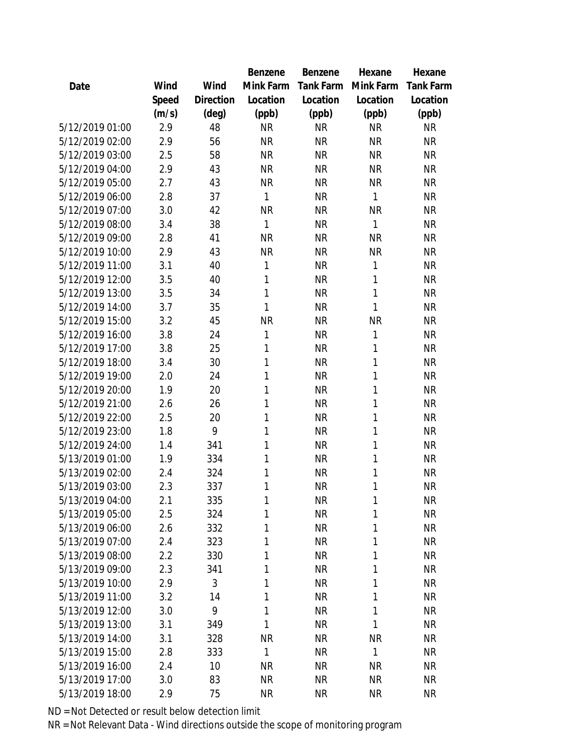| Date | Wind Speed (m/s) | Wind Direction (deg) | Benzene Mink Farm Location (ppb) | Benzene Tank Farm Location (ppb) | Hexane Mink Farm Location (ppb) | Hexane Tank Farm Location (ppb) |
|---|---|---|---|---|---|---|
| 5/12/2019 01:00 | 2.9 | 48 | NR | NR | NR | NR |
| 5/12/2019 02:00 | 2.9 | 56 | NR | NR | NR | NR |
| 5/12/2019 03:00 | 2.5 | 58 | NR | NR | NR | NR |
| 5/12/2019 04:00 | 2.9 | 43 | NR | NR | NR | NR |
| 5/12/2019 05:00 | 2.7 | 43 | NR | NR | NR | NR |
| 5/12/2019 06:00 | 2.8 | 37 | 1 | NR | 1 | NR |
| 5/12/2019 07:00 | 3.0 | 42 | NR | NR | NR | NR |
| 5/12/2019 08:00 | 3.4 | 38 | 1 | NR | 1 | NR |
| 5/12/2019 09:00 | 2.8 | 41 | NR | NR | NR | NR |
| 5/12/2019 10:00 | 2.9 | 43 | NR | NR | NR | NR |
| 5/12/2019 11:00 | 3.1 | 40 | 1 | NR | 1 | NR |
| 5/12/2019 12:00 | 3.5 | 40 | 1 | NR | 1 | NR |
| 5/12/2019 13:00 | 3.5 | 34 | 1 | NR | 1 | NR |
| 5/12/2019 14:00 | 3.7 | 35 | 1 | NR | 1 | NR |
| 5/12/2019 15:00 | 3.2 | 45 | NR | NR | NR | NR |
| 5/12/2019 16:00 | 3.8 | 24 | 1 | NR | 1 | NR |
| 5/12/2019 17:00 | 3.8 | 25 | 1 | NR | 1 | NR |
| 5/12/2019 18:00 | 3.4 | 30 | 1 | NR | 1 | NR |
| 5/12/2019 19:00 | 2.0 | 24 | 1 | NR | 1 | NR |
| 5/12/2019 20:00 | 1.9 | 20 | 1 | NR | 1 | NR |
| 5/12/2019 21:00 | 2.6 | 26 | 1 | NR | 1 | NR |
| 5/12/2019 22:00 | 2.5 | 20 | 1 | NR | 1 | NR |
| 5/12/2019 23:00 | 1.8 | 9 | 1 | NR | 1 | NR |
| 5/12/2019 24:00 | 1.4 | 341 | 1 | NR | 1 | NR |
| 5/13/2019 01:00 | 1.9 | 334 | 1 | NR | 1 | NR |
| 5/13/2019 02:00 | 2.4 | 324 | 1 | NR | 1 | NR |
| 5/13/2019 03:00 | 2.3 | 337 | 1 | NR | 1 | NR |
| 5/13/2019 04:00 | 2.1 | 335 | 1 | NR | 1 | NR |
| 5/13/2019 05:00 | 2.5 | 324 | 1 | NR | 1 | NR |
| 5/13/2019 06:00 | 2.6 | 332 | 1 | NR | 1 | NR |
| 5/13/2019 07:00 | 2.4 | 323 | 1 | NR | 1 | NR |
| 5/13/2019 08:00 | 2.2 | 330 | 1 | NR | 1 | NR |
| 5/13/2019 09:00 | 2.3 | 341 | 1 | NR | 1 | NR |
| 5/13/2019 10:00 | 2.9 | 3 | 1 | NR | 1 | NR |
| 5/13/2019 11:00 | 3.2 | 14 | 1 | NR | 1 | NR |
| 5/13/2019 12:00 | 3.0 | 9 | 1 | NR | 1 | NR |
| 5/13/2019 13:00 | 3.1 | 349 | 1 | NR | 1 | NR |
| 5/13/2019 14:00 | 3.1 | 328 | NR | NR | NR | NR |
| 5/13/2019 15:00 | 2.8 | 333 | 1 | NR | 1 | NR |
| 5/13/2019 16:00 | 2.4 | 10 | NR | NR | NR | NR |
| 5/13/2019 17:00 | 3.0 | 83 | NR | NR | NR | NR |
| 5/13/2019 18:00 | 2.9 | 75 | NR | NR | NR | NR |

ND = Not Detected or result below detection limit

NR = Not Relevant Data - Wind directions outside the scope of monitoring program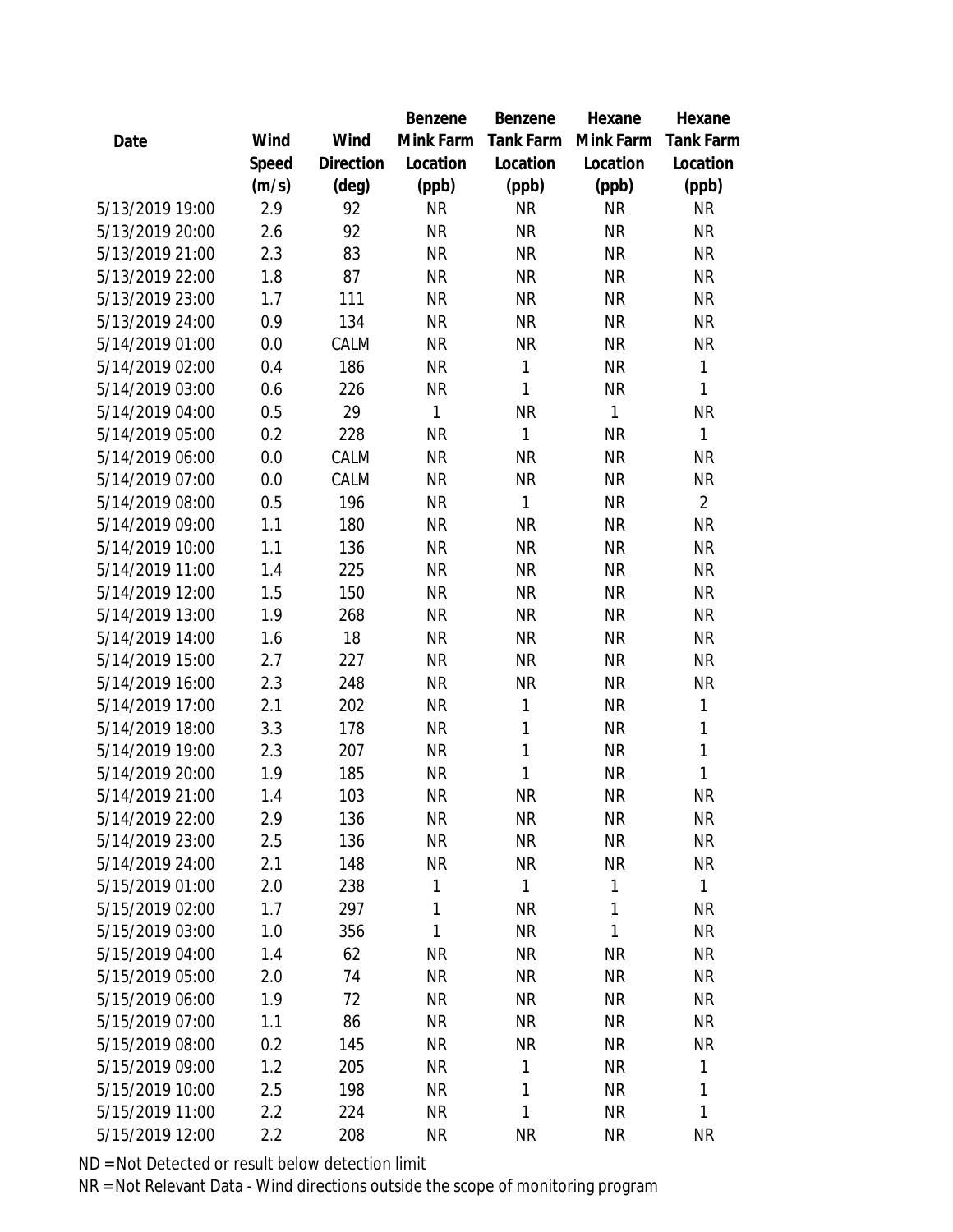| Date | Wind Speed (m/s) | Wind Direction (deg) | Benzene Mink Farm Location (ppb) | Benzene Tank Farm Location (ppb) | Hexane Mink Farm Location (ppb) | Hexane Tank Farm Location (ppb) |
|---|---|---|---|---|---|---|
| 5/13/2019 19:00 | 2.9 | 92 | NR | NR | NR | NR |
| 5/13/2019 20:00 | 2.6 | 92 | NR | NR | NR | NR |
| 5/13/2019 21:00 | 2.3 | 83 | NR | NR | NR | NR |
| 5/13/2019 22:00 | 1.8 | 87 | NR | NR | NR | NR |
| 5/13/2019 23:00 | 1.7 | 111 | NR | NR | NR | NR |
| 5/13/2019 24:00 | 0.9 | 134 | NR | NR | NR | NR |
| 5/14/2019 01:00 | 0.0 | CALM | NR | NR | NR | NR |
| 5/14/2019 02:00 | 0.4 | 186 | NR | 1 | NR | 1 |
| 5/14/2019 03:00 | 0.6 | 226 | NR | 1 | NR | 1 |
| 5/14/2019 04:00 | 0.5 | 29 | 1 | NR | 1 | NR |
| 5/14/2019 05:00 | 0.2 | 228 | NR | 1 | NR | 1 |
| 5/14/2019 06:00 | 0.0 | CALM | NR | NR | NR | NR |
| 5/14/2019 07:00 | 0.0 | CALM | NR | NR | NR | NR |
| 5/14/2019 08:00 | 0.5 | 196 | NR | 1 | NR | 2 |
| 5/14/2019 09:00 | 1.1 | 180 | NR | NR | NR | NR |
| 5/14/2019 10:00 | 1.1 | 136 | NR | NR | NR | NR |
| 5/14/2019 11:00 | 1.4 | 225 | NR | NR | NR | NR |
| 5/14/2019 12:00 | 1.5 | 150 | NR | NR | NR | NR |
| 5/14/2019 13:00 | 1.9 | 268 | NR | NR | NR | NR |
| 5/14/2019 14:00 | 1.6 | 18 | NR | NR | NR | NR |
| 5/14/2019 15:00 | 2.7 | 227 | NR | NR | NR | NR |
| 5/14/2019 16:00 | 2.3 | 248 | NR | NR | NR | NR |
| 5/14/2019 17:00 | 2.1 | 202 | NR | 1 | NR | 1 |
| 5/14/2019 18:00 | 3.3 | 178 | NR | 1 | NR | 1 |
| 5/14/2019 19:00 | 2.3 | 207 | NR | 1 | NR | 1 |
| 5/14/2019 20:00 | 1.9 | 185 | NR | 1 | NR | 1 |
| 5/14/2019 21:00 | 1.4 | 103 | NR | NR | NR | NR |
| 5/14/2019 22:00 | 2.9 | 136 | NR | NR | NR | NR |
| 5/14/2019 23:00 | 2.5 | 136 | NR | NR | NR | NR |
| 5/14/2019 24:00 | 2.1 | 148 | NR | NR | NR | NR |
| 5/15/2019 01:00 | 2.0 | 238 | 1 | 1 | 1 | 1 |
| 5/15/2019 02:00 | 1.7 | 297 | 1 | NR | 1 | NR |
| 5/15/2019 03:00 | 1.0 | 356 | 1 | NR | 1 | NR |
| 5/15/2019 04:00 | 1.4 | 62 | NR | NR | NR | NR |
| 5/15/2019 05:00 | 2.0 | 74 | NR | NR | NR | NR |
| 5/15/2019 06:00 | 1.9 | 72 | NR | NR | NR | NR |
| 5/15/2019 07:00 | 1.1 | 86 | NR | NR | NR | NR |
| 5/15/2019 08:00 | 0.2 | 145 | NR | NR | NR | NR |
| 5/15/2019 09:00 | 1.2 | 205 | NR | 1 | NR | 1 |
| 5/15/2019 10:00 | 2.5 | 198 | NR | 1 | NR | 1 |
| 5/15/2019 11:00 | 2.2 | 224 | NR | 1 | NR | 1 |
| 5/15/2019 12:00 | 2.2 | 208 | NR | NR | NR | NR |

ND = Not Detected or result below detection limit

NR = Not Relevant Data - Wind directions outside the scope of monitoring program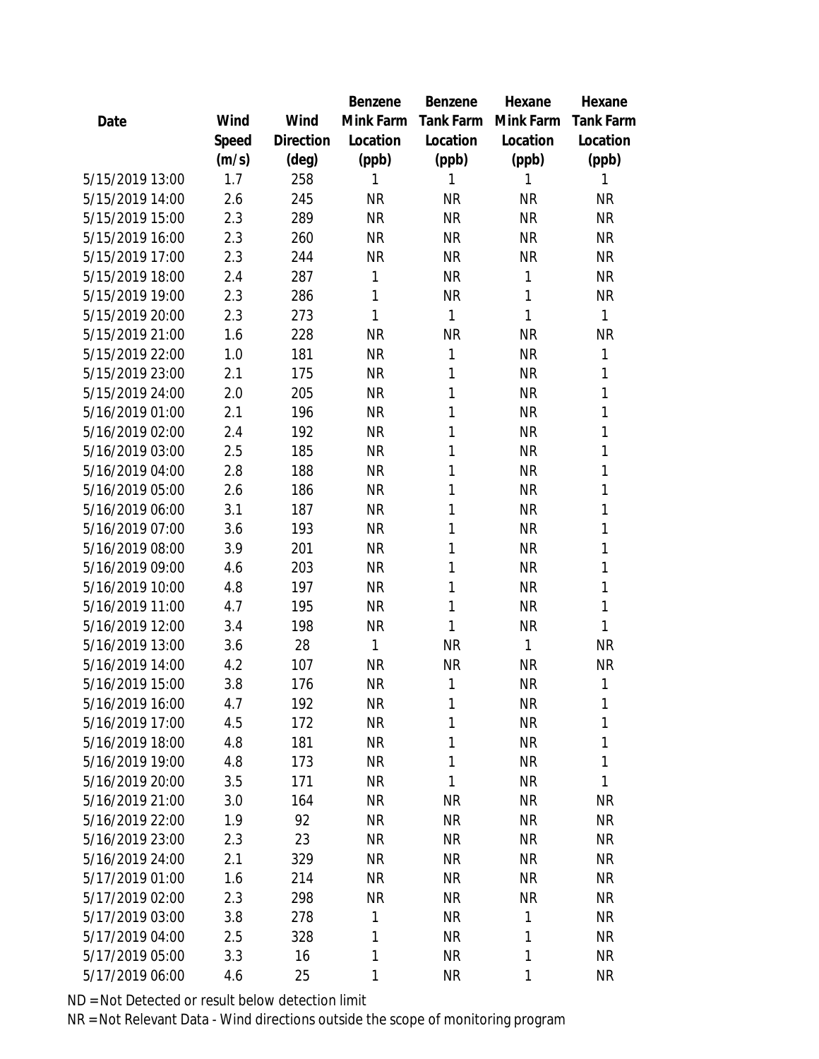| Date | Wind Speed (m/s) | Wind Direction (deg) | Benzene Mink Farm Location (ppb) | Benzene Tank Farm Location (ppb) | Hexane Mink Farm Location (ppb) | Hexane Tank Farm Location (ppb) |
|---|---|---|---|---|---|---|
| 5/15/2019 13:00 | 1.7 | 258 | 1 | 1 | 1 | 1 |
| 5/15/2019 14:00 | 2.6 | 245 | NR | NR | NR | NR |
| 5/15/2019 15:00 | 2.3 | 289 | NR | NR | NR | NR |
| 5/15/2019 16:00 | 2.3 | 260 | NR | NR | NR | NR |
| 5/15/2019 17:00 | 2.3 | 244 | NR | NR | NR | NR |
| 5/15/2019 18:00 | 2.4 | 287 | 1 | NR | 1 | NR |
| 5/15/2019 19:00 | 2.3 | 286 | 1 | NR | 1 | NR |
| 5/15/2019 20:00 | 2.3 | 273 | 1 | 1 | 1 | 1 |
| 5/15/2019 21:00 | 1.6 | 228 | NR | NR | NR | NR |
| 5/15/2019 22:00 | 1.0 | 181 | NR | 1 | NR | 1 |
| 5/15/2019 23:00 | 2.1 | 175 | NR | 1 | NR | 1 |
| 5/15/2019 24:00 | 2.0 | 205 | NR | 1 | NR | 1 |
| 5/16/2019 01:00 | 2.1 | 196 | NR | 1 | NR | 1 |
| 5/16/2019 02:00 | 2.4 | 192 | NR | 1 | NR | 1 |
| 5/16/2019 03:00 | 2.5 | 185 | NR | 1 | NR | 1 |
| 5/16/2019 04:00 | 2.8 | 188 | NR | 1 | NR | 1 |
| 5/16/2019 05:00 | 2.6 | 186 | NR | 1 | NR | 1 |
| 5/16/2019 06:00 | 3.1 | 187 | NR | 1 | NR | 1 |
| 5/16/2019 07:00 | 3.6 | 193 | NR | 1 | NR | 1 |
| 5/16/2019 08:00 | 3.9 | 201 | NR | 1 | NR | 1 |
| 5/16/2019 09:00 | 4.6 | 203 | NR | 1 | NR | 1 |
| 5/16/2019 10:00 | 4.8 | 197 | NR | 1 | NR | 1 |
| 5/16/2019 11:00 | 4.7 | 195 | NR | 1 | NR | 1 |
| 5/16/2019 12:00 | 3.4 | 198 | NR | 1 | NR | 1 |
| 5/16/2019 13:00 | 3.6 | 28 | 1 | NR | 1 | NR |
| 5/16/2019 14:00 | 4.2 | 107 | NR | NR | NR | NR |
| 5/16/2019 15:00 | 3.8 | 176 | NR | 1 | NR | 1 |
| 5/16/2019 16:00 | 4.7 | 192 | NR | 1 | NR | 1 |
| 5/16/2019 17:00 | 4.5 | 172 | NR | 1 | NR | 1 |
| 5/16/2019 18:00 | 4.8 | 181 | NR | 1 | NR | 1 |
| 5/16/2019 19:00 | 4.8 | 173 | NR | 1 | NR | 1 |
| 5/16/2019 20:00 | 3.5 | 171 | NR | 1 | NR | 1 |
| 5/16/2019 21:00 | 3.0 | 164 | NR | NR | NR | NR |
| 5/16/2019 22:00 | 1.9 | 92 | NR | NR | NR | NR |
| 5/16/2019 23:00 | 2.3 | 23 | NR | NR | NR | NR |
| 5/16/2019 24:00 | 2.1 | 329 | NR | NR | NR | NR |
| 5/17/2019 01:00 | 1.6 | 214 | NR | NR | NR | NR |
| 5/17/2019 02:00 | 2.3 | 298 | NR | NR | NR | NR |
| 5/17/2019 03:00 | 3.8 | 278 | 1 | NR | 1 | NR |
| 5/17/2019 04:00 | 2.5 | 328 | 1 | NR | 1 | NR |
| 5/17/2019 05:00 | 3.3 | 16 | 1 | NR | 1 | NR |
| 5/17/2019 06:00 | 4.6 | 25 | 1 | NR | 1 | NR |

ND = Not Detected or result below detection limit

NR = Not Relevant Data - Wind directions outside the scope of monitoring program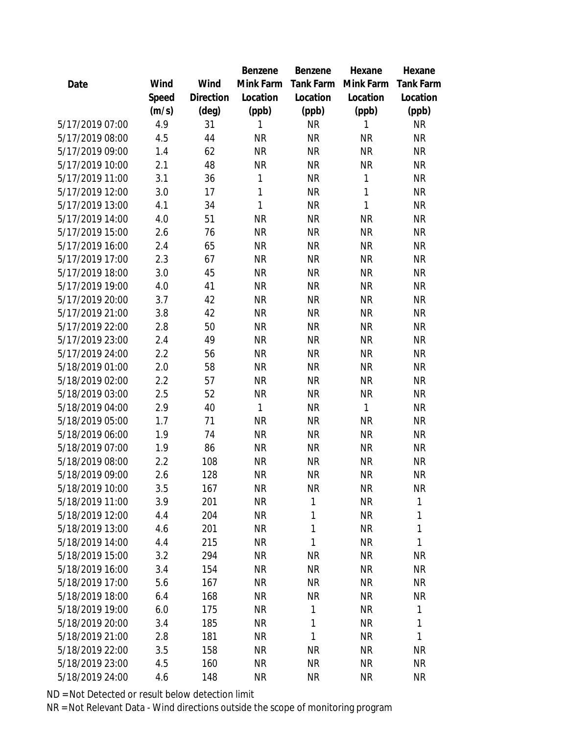| Date | Wind Speed (m/s) | Wind Direction (deg) | Benzene Mink Farm Location (ppb) | Benzene Tank Farm Location (ppb) | Hexane Mink Farm Location (ppb) | Hexane Tank Farm Location (ppb) |
|---|---|---|---|---|---|---|
| 5/17/2019 07:00 | 4.9 | 31 | 1 | NR | 1 | NR |
| 5/17/2019 08:00 | 4.5 | 44 | NR | NR | NR | NR |
| 5/17/2019 09:00 | 1.4 | 62 | NR | NR | NR | NR |
| 5/17/2019 10:00 | 2.1 | 48 | NR | NR | NR | NR |
| 5/17/2019 11:00 | 3.1 | 36 | 1 | NR | 1 | NR |
| 5/17/2019 12:00 | 3.0 | 17 | 1 | NR | 1 | NR |
| 5/17/2019 13:00 | 4.1 | 34 | 1 | NR | 1 | NR |
| 5/17/2019 14:00 | 4.0 | 51 | NR | NR | NR | NR |
| 5/17/2019 15:00 | 2.6 | 76 | NR | NR | NR | NR |
| 5/17/2019 16:00 | 2.4 | 65 | NR | NR | NR | NR |
| 5/17/2019 17:00 | 2.3 | 67 | NR | NR | NR | NR |
| 5/17/2019 18:00 | 3.0 | 45 | NR | NR | NR | NR |
| 5/17/2019 19:00 | 4.0 | 41 | NR | NR | NR | NR |
| 5/17/2019 20:00 | 3.7 | 42 | NR | NR | NR | NR |
| 5/17/2019 21:00 | 3.8 | 42 | NR | NR | NR | NR |
| 5/17/2019 22:00 | 2.8 | 50 | NR | NR | NR | NR |
| 5/17/2019 23:00 | 2.4 | 49 | NR | NR | NR | NR |
| 5/17/2019 24:00 | 2.2 | 56 | NR | NR | NR | NR |
| 5/18/2019 01:00 | 2.0 | 58 | NR | NR | NR | NR |
| 5/18/2019 02:00 | 2.2 | 57 | NR | NR | NR | NR |
| 5/18/2019 03:00 | 2.5 | 52 | NR | NR | NR | NR |
| 5/18/2019 04:00 | 2.9 | 40 | 1 | NR | 1 | NR |
| 5/18/2019 05:00 | 1.7 | 71 | NR | NR | NR | NR |
| 5/18/2019 06:00 | 1.9 | 74 | NR | NR | NR | NR |
| 5/18/2019 07:00 | 1.9 | 86 | NR | NR | NR | NR |
| 5/18/2019 08:00 | 2.2 | 108 | NR | NR | NR | NR |
| 5/18/2019 09:00 | 2.6 | 128 | NR | NR | NR | NR |
| 5/18/2019 10:00 | 3.5 | 167 | NR | NR | NR | NR |
| 5/18/2019 11:00 | 3.9 | 201 | NR | 1 | NR | 1 |
| 5/18/2019 12:00 | 4.4 | 204 | NR | 1 | NR | 1 |
| 5/18/2019 13:00 | 4.6 | 201 | NR | 1 | NR | 1 |
| 5/18/2019 14:00 | 4.4 | 215 | NR | 1 | NR | 1 |
| 5/18/2019 15:00 | 3.2 | 294 | NR | NR | NR | NR |
| 5/18/2019 16:00 | 3.4 | 154 | NR | NR | NR | NR |
| 5/18/2019 17:00 | 5.6 | 167 | NR | NR | NR | NR |
| 5/18/2019 18:00 | 6.4 | 168 | NR | NR | NR | NR |
| 5/18/2019 19:00 | 6.0 | 175 | NR | 1 | NR | 1 |
| 5/18/2019 20:00 | 3.4 | 185 | NR | 1 | NR | 1 |
| 5/18/2019 21:00 | 2.8 | 181 | NR | 1 | NR | 1 |
| 5/18/2019 22:00 | 3.5 | 158 | NR | NR | NR | NR |
| 5/18/2019 23:00 | 4.5 | 160 | NR | NR | NR | NR |
| 5/18/2019 24:00 | 4.6 | 148 | NR | NR | NR | NR |

ND = Not Detected or result below detection limit

NR = Not Relevant Data - Wind directions outside the scope of monitoring program